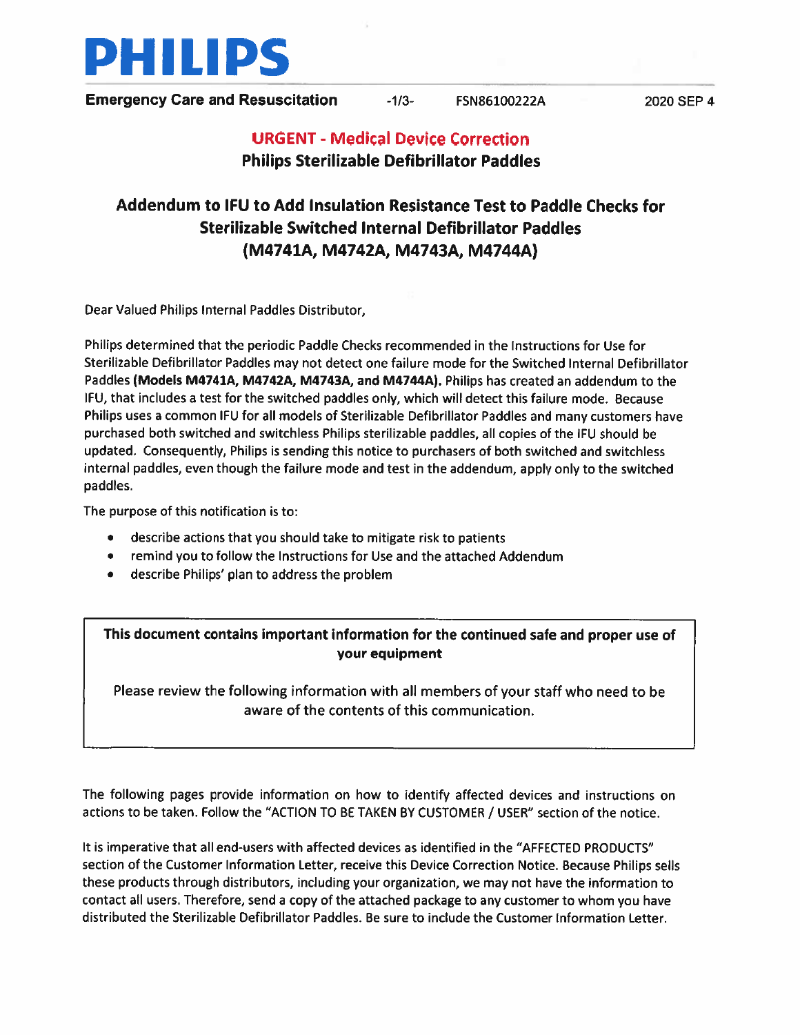**PHILIPS**

**Emergency Care and Resuscitation** FSN86100222A 2020 SEP 4

## URGENT - Medical Device Correction

## Philips Sterilizable Defibrillator Paddles

# Addendum to IFU to Add Insulation Resistance Test to Paddle Checks for Sterilizable Switched Internal Defibrillator Paddles (M4741A, M4742A, M4743A, M4744A)

Dear Valued Philips Internal Paddles Distributor,

Philips determined that the periodic Paddle Checks recommended in the Instructions for Use for Sterilizable Defibrillator Paddles may not detect one failure mode for the Switched Internal Defibrillator Paddles **(Models M4741A, M4742A, M4743A, and M4744A).** Philips has created an addendum to the IFU, that includes a test for the switched paddles only, which will detect this failure mode. Because Philips uses a common IFU for all models of Sterilizable Defibrillator Paddles and many customers have purchased both switched and switchless Philips sterilizable paddles, all copies of the IFU should be updated. Consequently, Philips is sending this notice to purchasers of both switched and switchless internal paddles, even though the failure mode and test in the addendum, apply only to the switched paddles.

The purpose of this notification is to:

- describe actions that you should take to mitigate risk to patients
- remind you to follow the Instructions for Use and the attached Addendum
- describe Philips' plan to address the problem

> **This document contains important information for the continued safe and proper use of your equipment**
>
> Please review the following information with all members of your staff who need to be aware of the contents of this communication.

The following pages provide information on how to identify affected devices and instructions on actions to be taken. Follow the "ACTION TO BE TAKEN BY CUSTOMER / USER" section of the notice.

It is imperative that all end-users with affected devices as identified in the "AFFECTED PRODUCTS" section of the Customer Information Letter, receive this Device Correction Notice. Because Philips sells these products through distributors, including your organization, we may not have the information to contact all users. Therefore, send a copy of the attached package to any customer to whom you have distributed the Sterilizable Defibrillator Paddles. Be sure to include the Customer Information Letter.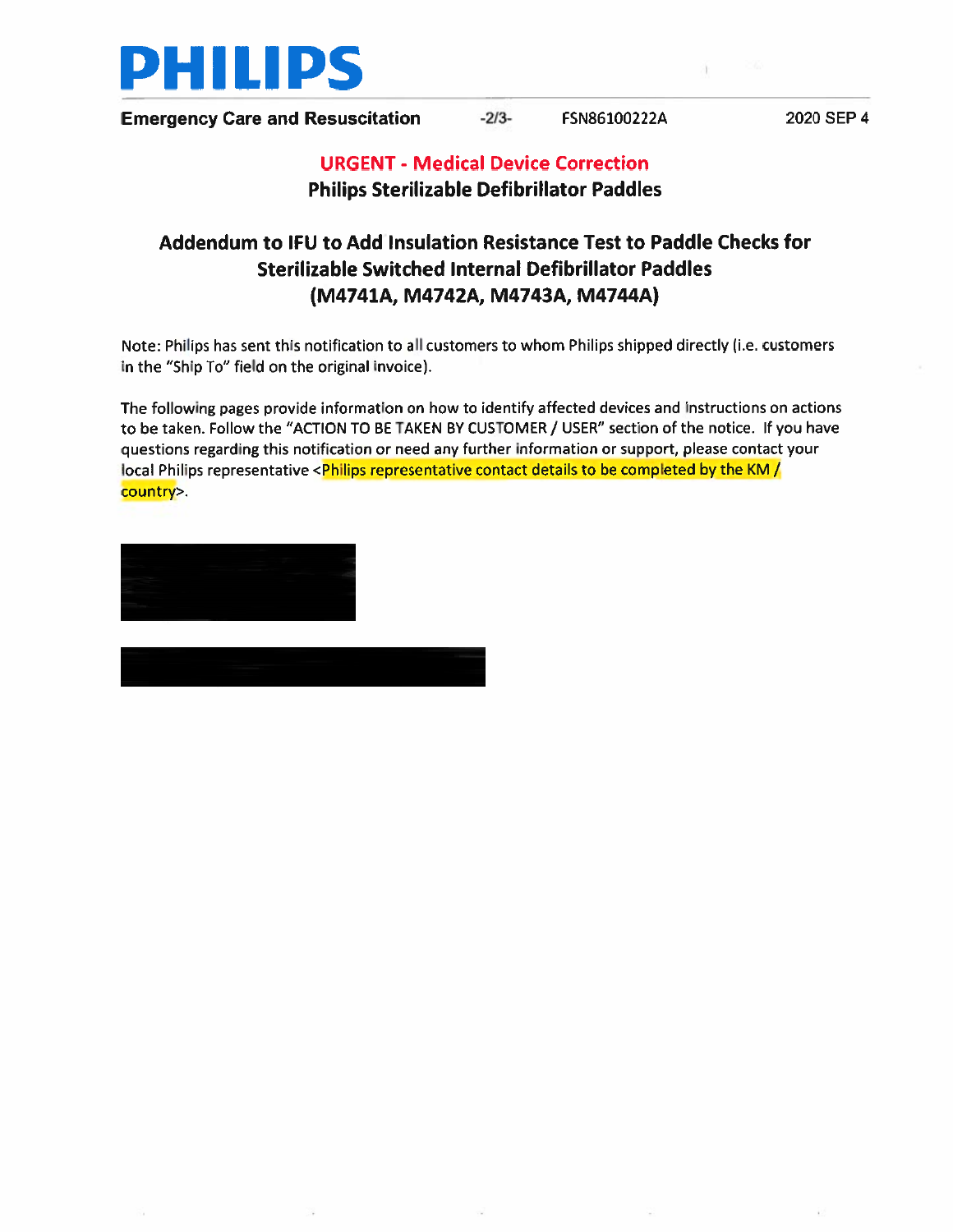**URGENT - Medical Device Correction**

**Philips Sterilizable Defibrillator Paddles**

## Addendum to IFU to Add Insulation Resistance Test to Paddle Checks for Sterilizable Switched Internal Defibrillator Paddles (M4741A, M4742A, M4743A, M4744A)

Note: Philips has sent this notification to all customers to whom Philips shipped directly (i.e. customers in the "Ship To" field on the original invoice).

The following pages provide information on how to identify affected devices and instructions on actions to be taken. Follow the "ACTION TO BE TAKEN BY CUSTOMER / USER" section of the notice. If you have questions regarding this notification or need any further information or support, please contact your local Philips representative <Philips representative contact details to be completed by the KM / country>.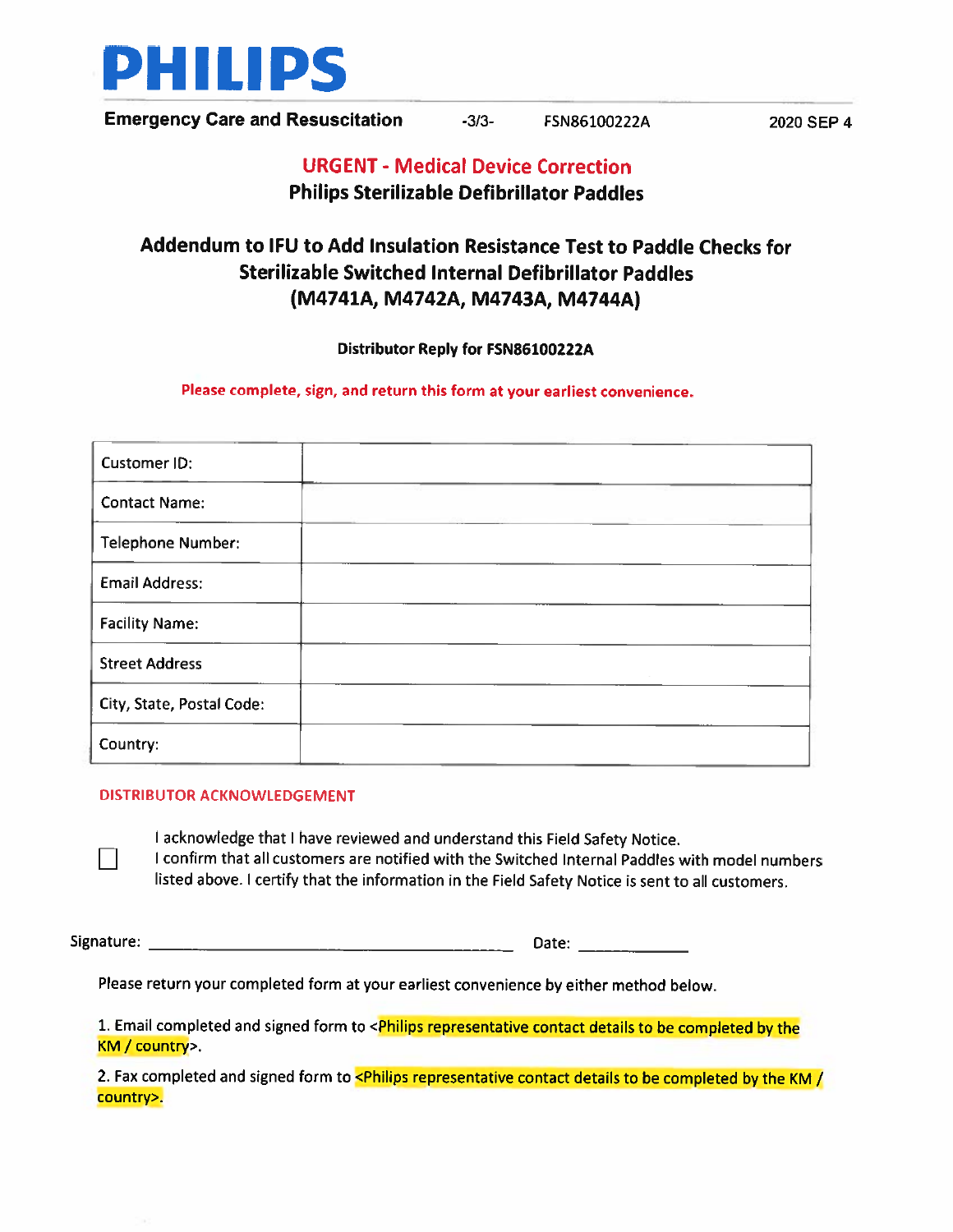# URGENT - Medical Device Correction

## Philips Sterilizable Defibrillator Paddles

## Addendum to IFU to Add Insulation Resistance Test to Paddle Checks for Sterilizable Switched Internal Defibrillator Paddles (M4741A, M4742A, M4743A, M4744A)

**Distributor Reply for FSN86100222A**

**Please complete, sign, and return this form at your earliest convenience.**

| | |
|---|---|
| Customer ID: | |
| Contact Name: | |
| Telephone Number: | |
| Email Address: | |
| Facility Name: | |
| Street Address | |
| City, State, Postal Code: | |
| Country: | |

**DISTRIBUTOR ACKNOWLEDGEMENT**

☐ I acknowledge that I have reviewed and understand this Field Safety Notice. I confirm that all customers are notified with the Switched Internal Paddles with model numbers listed above. I certify that the information in the Field Safety Notice is sent to all customers.

Signature: ______________________________ Date: ____________

Please return your completed form at your earliest convenience by either method below.

1. Email completed and signed form to <Philips representative contact details to be completed by the KM / country>.

2. Fax completed and signed form to <Philips representative contact details to be completed by the KM / country>.